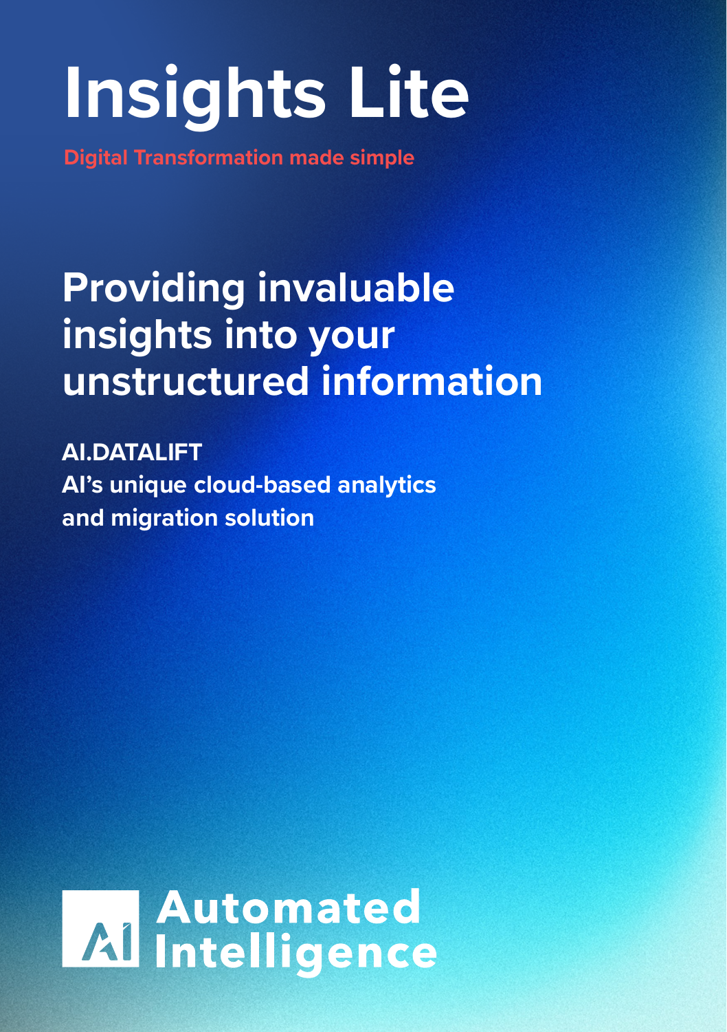# Insights Lite

**Digital Transformation made simple**

## Providing invaluable insights into your unstructured information

**AI.DATALIFT**
**AI's unique cloud-based analytics and migration solution**

Automated Intelligence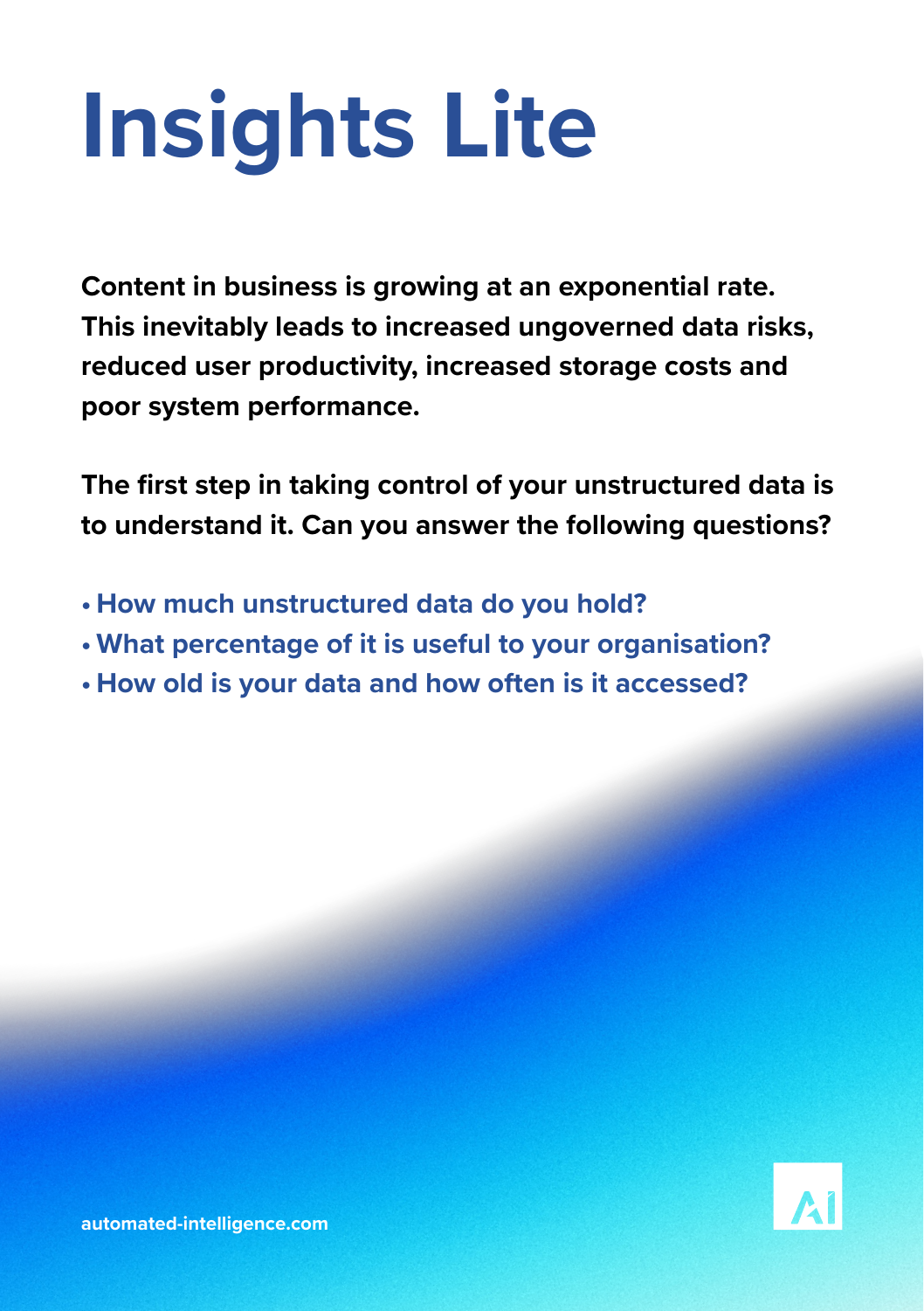# Insights Lite

**Content in business is growing at an exponential rate. This inevitably leads to increased ungoverned data risks, reduced user productivity, increased storage costs and poor system performance.**

**The first step in taking control of your unstructured data is to understand it. Can you answer the following questions?**

- **How much unstructured data do you hold?**
- **What percentage of it is useful to your organisation?**
- **How old is your data and how often is it accessed?**

**automated-intelligence.com**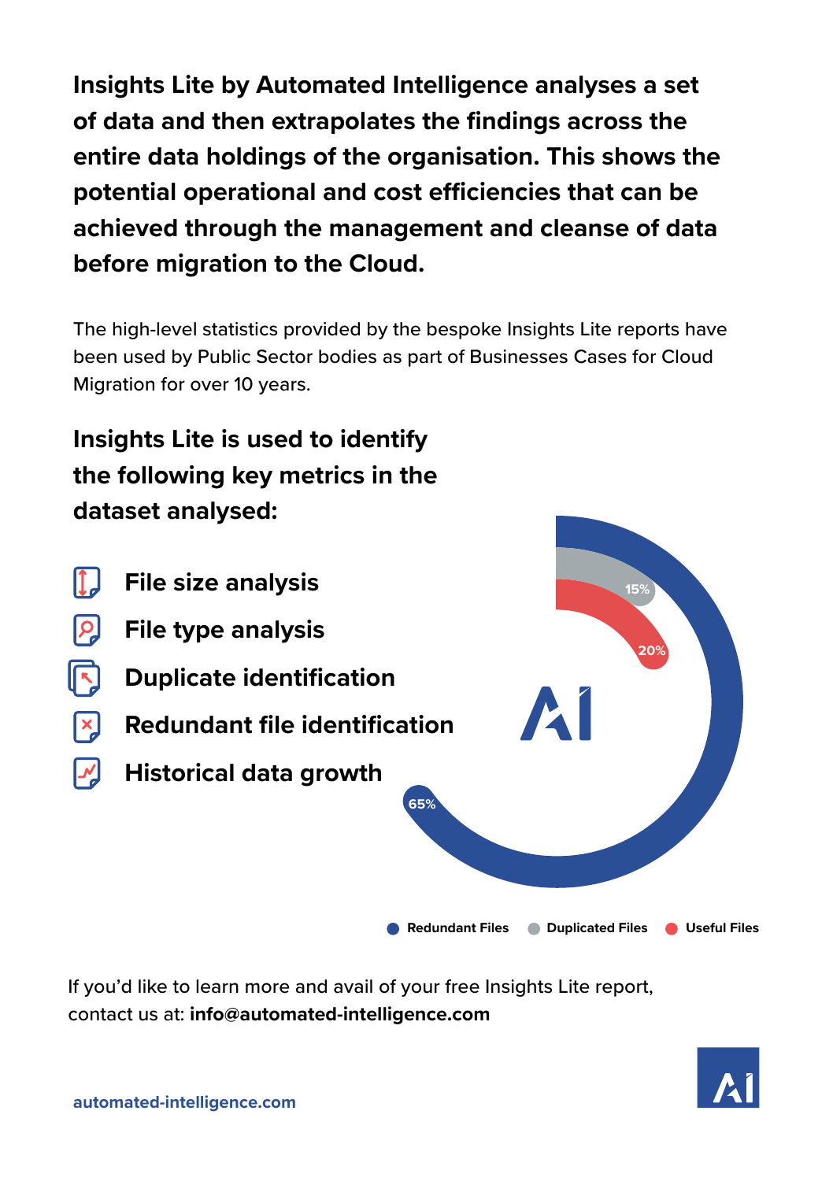**Insights Lite by Automated Intelligence analyses a set of data and then extrapolates the findings across the entire data holdings of the organisation. This shows the potential operational and cost efficiencies that can be achieved through the management and cleanse of data before migration to the Cloud.**

The high-level statistics provided by the bespoke Insights Lite reports have been used by Public Sector bodies as part of Businesses Cases for Cloud Migration for over 10 years.

## Insights Lite is used to identify the following key metrics in the dataset analysed:

- **File size analysis**
- **File type analysis**
- **Duplicate identification**
- **Redundant file identification**
- **Historical data growth**

65% Redundant Files · 15% Duplicated Files · 20% Useful Files

If you'd like to learn more and avail of your free Insights Lite report, contact us at: **info@automated-intelligence.com**

**automated-intelligence.com**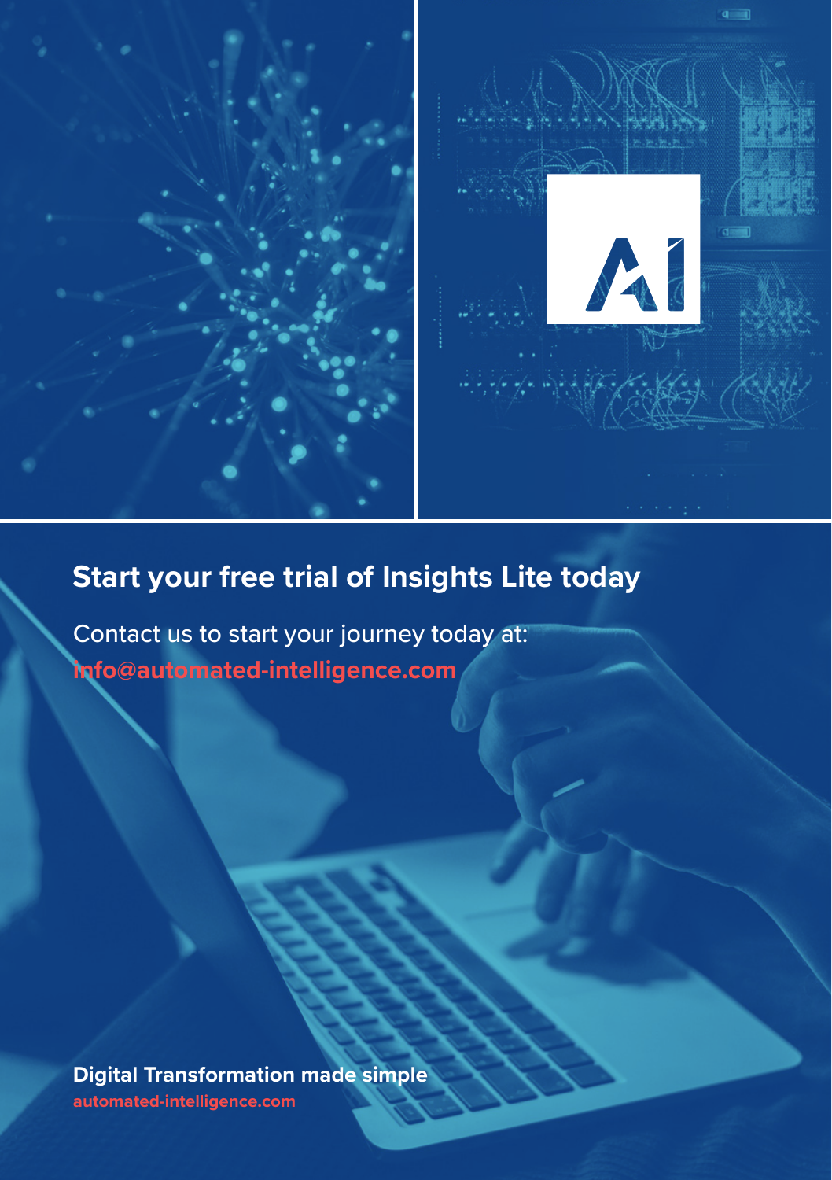## Start your free trial of Insights Lite today

Contact us to start your journey today at:

**info@automated-intelligence.com**

**Digital Transformation made simple**

**automated-intelligence.com**